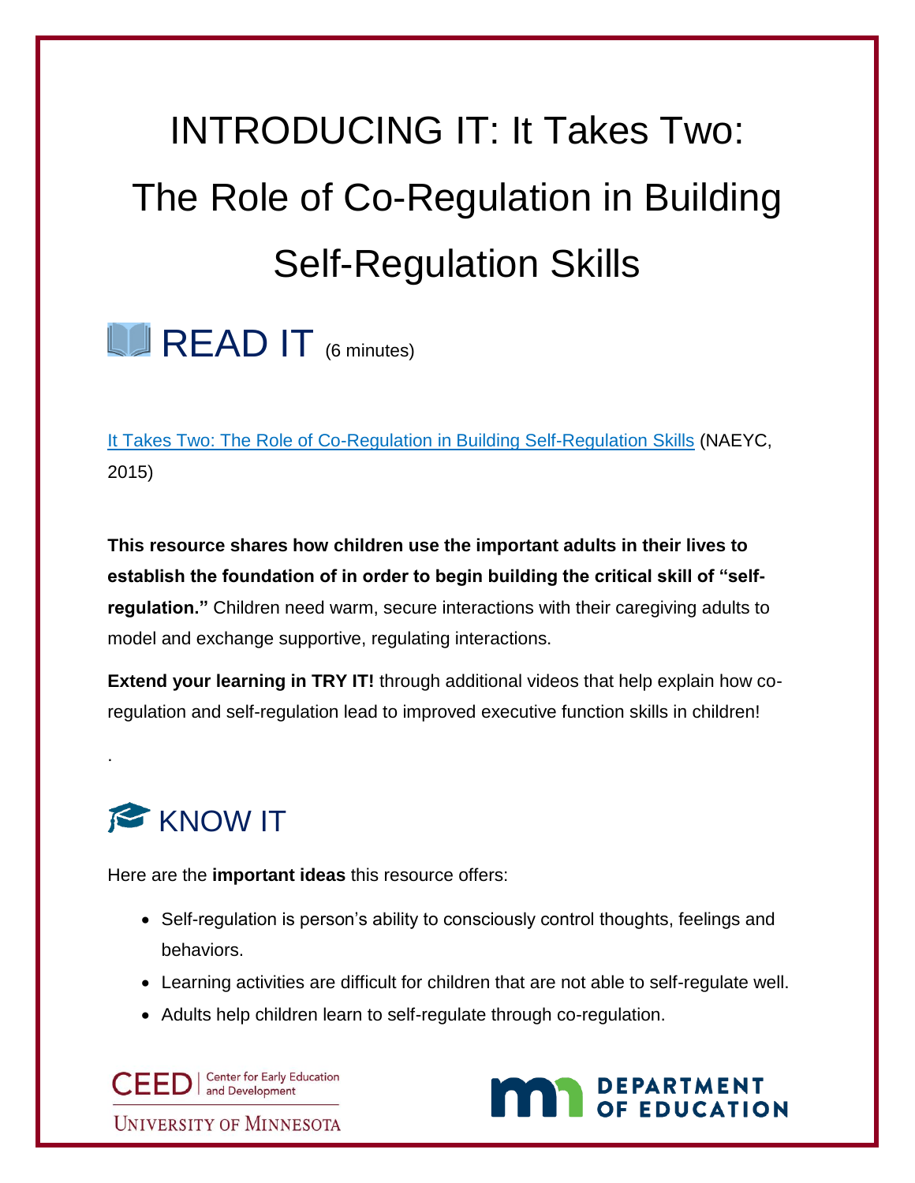# INTRODUCING IT: It Takes Two: The Role of Co-Regulation in Building Self-Regulation Skills

## READ IT (6 minutes)

[It Takes Two: The Role of Co-Regulation in Building Self-Regulation Skills] (NAEYC, 2015)

**This resource shares how children use the important adults in their lives to establish the foundation of in order to begin building the critical skill of "self-regulation."** Children need warm, secure interactions with their caregiving adults to model and exchange supportive, regulating interactions.

**Extend your learning in TRY IT!** through additional videos that help explain how co-regulation and self-regulation lead to improved executive function skills in children!

.

## KNOW IT

Here are the **important ideas** this resource offers:

- Self-regulation is person's ability to consciously control thoughts, feelings and behaviors.
- Learning activities are difficult for children that are not able to self-regulate well.
- Adults help children learn to self-regulate through co-regulation.

CEED | Center for Early Education and Development
UNIVERSITY OF MINNESOTA

DEPARTMENT OF EDUCATION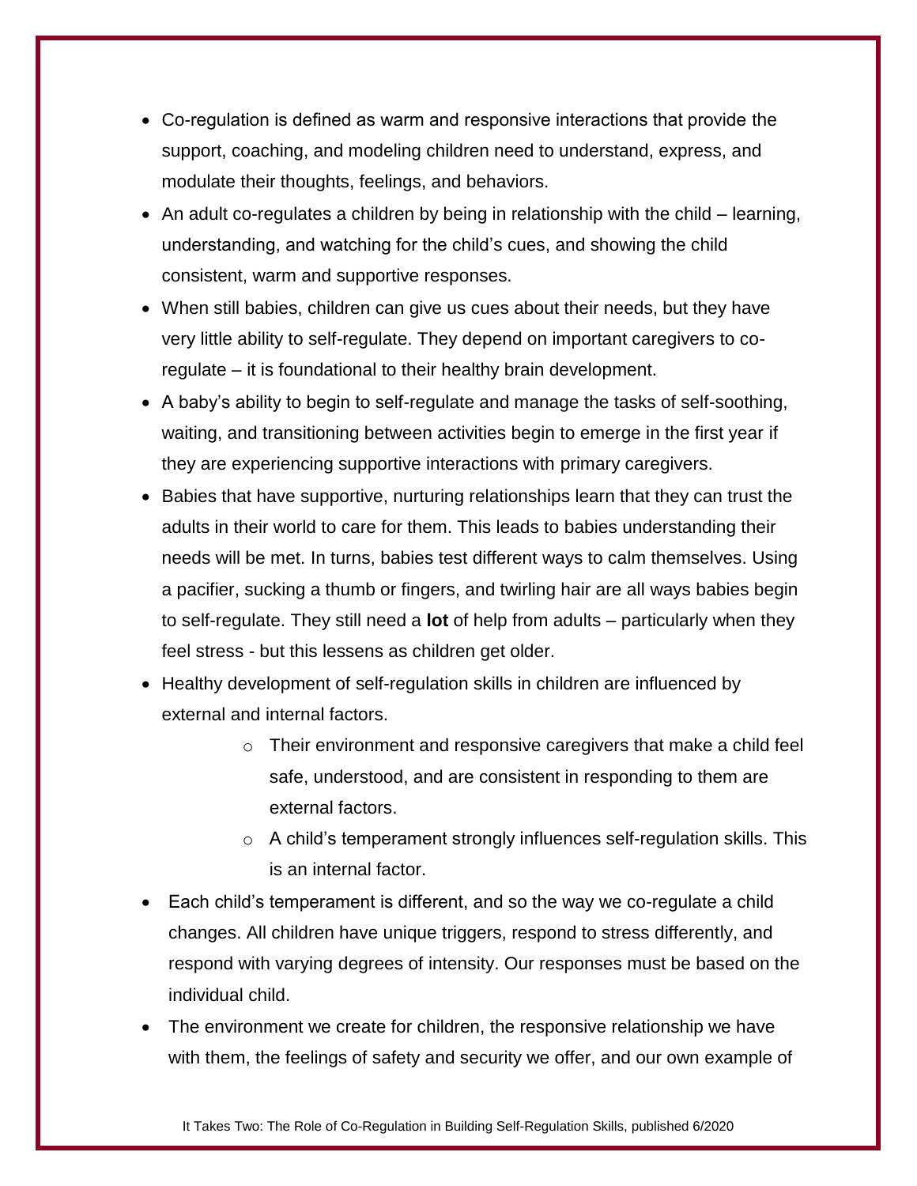- Co-regulation is defined as warm and responsive interactions that provide the support, coaching, and modeling children need to understand, express, and modulate their thoughts, feelings, and behaviors.
- An adult co-regulates a children by being in relationship with the child – learning, understanding, and watching for the child's cues, and showing the child consistent, warm and supportive responses.
- When still babies, children can give us cues about their needs, but they have very little ability to self-regulate. They depend on important caregivers to co-regulate – it is foundational to their healthy brain development.
- A baby's ability to begin to self-regulate and manage the tasks of self-soothing, waiting, and transitioning between activities begin to emerge in the first year if they are experiencing supportive interactions with primary caregivers.
- Babies that have supportive, nurturing relationships learn that they can trust the adults in their world to care for them. This leads to babies understanding their needs will be met. In turns, babies test different ways to calm themselves. Using a pacifier, sucking a thumb or fingers, and twirling hair are all ways babies begin to self-regulate. They still need a **lot** of help from adults – particularly when they feel stress - but this lessens as children get older.
- Healthy development of self-regulation skills in children are influenced by external and internal factors.
  - Their environment and responsive caregivers that make a child feel safe, understood, and are consistent in responding to them are external factors.
  - A child's temperament strongly influences self-regulation skills. This is an internal factor.
- Each child's temperament is different, and so the way we co-regulate a child changes. All children have unique triggers, respond to stress differently, and respond with varying degrees of intensity. Our responses must be based on the individual child.
- The environment we create for children, the responsive relationship we have with them, the feelings of safety and security we offer, and our own example of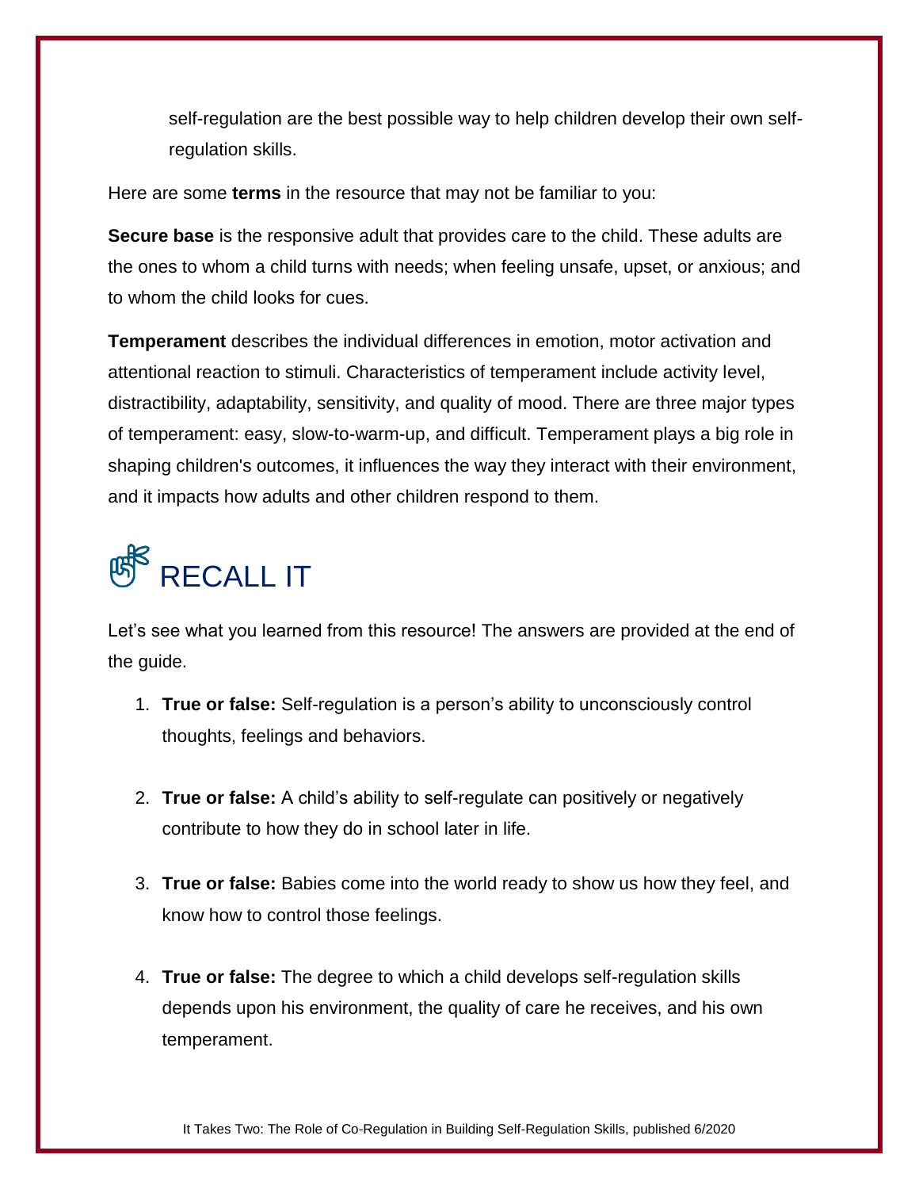self-regulation are the best possible way to help children develop their own self-regulation skills.

Here are some **terms** in the resource that may not be familiar to you:

**Secure base** is the responsive adult that provides care to the child. These adults are the ones to whom a child turns with needs; when feeling unsafe, upset, or anxious; and to whom the child looks for cues.

**Temperament** describes the individual differences in emotion, motor activation and attentional reaction to stimuli. Characteristics of temperament include activity level, distractibility, adaptability, sensitivity, and quality of mood. There are three major types of temperament: easy, slow-to-warm-up, and difficult. Temperament plays a big role in shaping children's outcomes, it influences the way they interact with their environment, and it impacts how adults and other children respond to them.

## RECALL IT

Let's see what you learned from this resource! The answers are provided at the end of the guide.

1. **True or false:** Self-regulation is a person's ability to unconsciously control thoughts, feelings and behaviors.

2. **True or false:** A child's ability to self-regulate can positively or negatively contribute to how they do in school later in life.

3. **True or false:** Babies come into the world ready to show us how they feel, and know how to control those feelings.

4. **True or false:** The degree to which a child develops self-regulation skills depends upon his environment, the quality of care he receives, and his own temperament.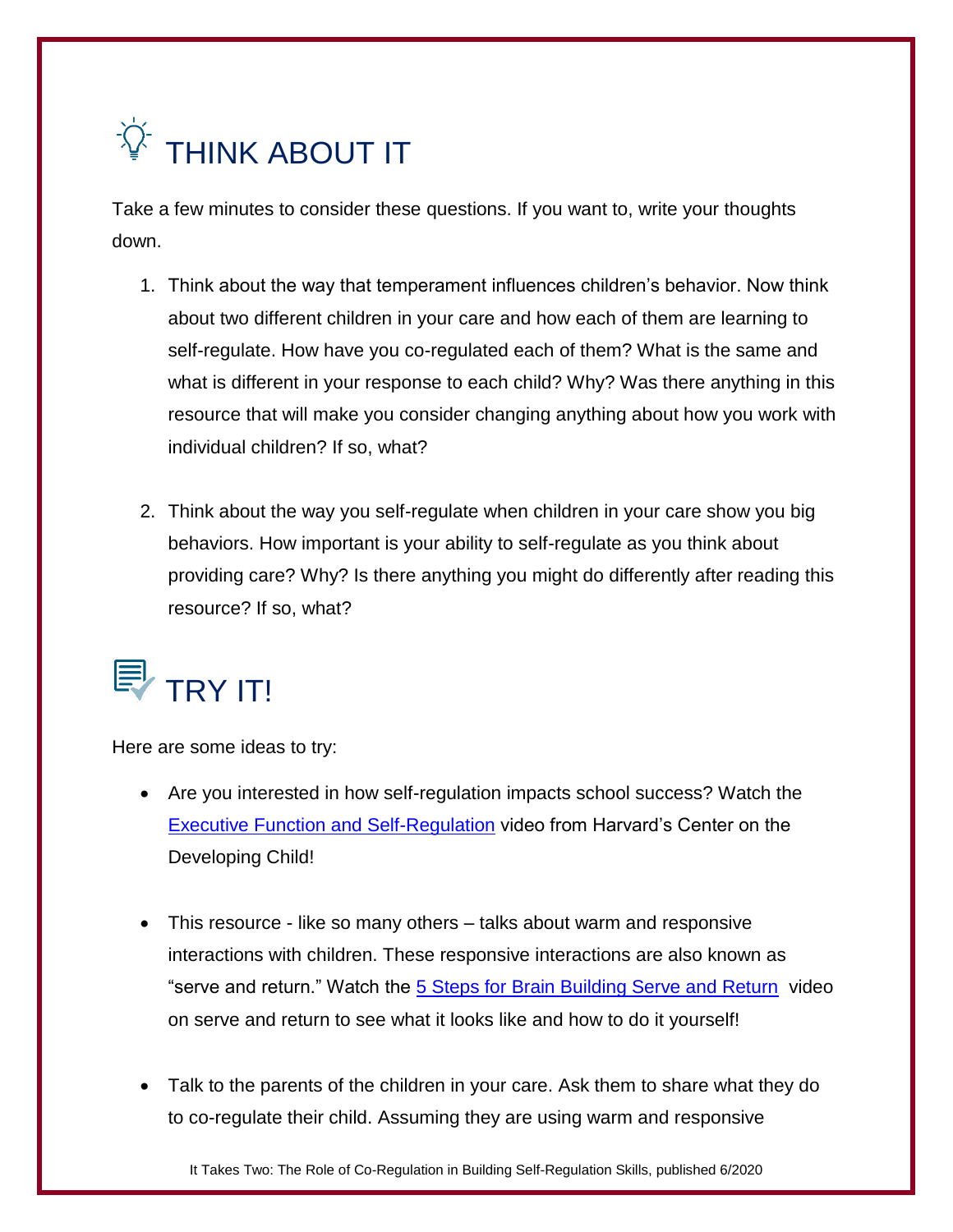# THINK ABOUT IT

Take a few minutes to consider these questions. If you want to, write your thoughts down.

1. Think about the way that temperament influences children's behavior. Now think about two different children in your care and how each of them are learning to self-regulate. How have you co-regulated each of them? What is the same and what is different in your response to each child? Why? Was there anything in this resource that will make you consider changing anything about how you work with individual children? If so, what?

2. Think about the way you self-regulate when children in your care show you big behaviors. How important is your ability to self-regulate as you think about providing care? Why? Is there anything you might do differently after reading this resource? If so, what?

# TRY IT!

Here are some ideas to try:

- Are you interested in how self-regulation impacts school success? Watch the Executive Function and Self-Regulation video from Harvard's Center on the Developing Child!

- This resource - like so many others – talks about warm and responsive interactions with children. These responsive interactions are also known as "serve and return." Watch the 5 Steps for Brain Building Serve and Return video on serve and return to see what it looks like and how to do it yourself!

- Talk to the parents of the children in your care. Ask them to share what they do to co-regulate their child. Assuming they are using warm and responsive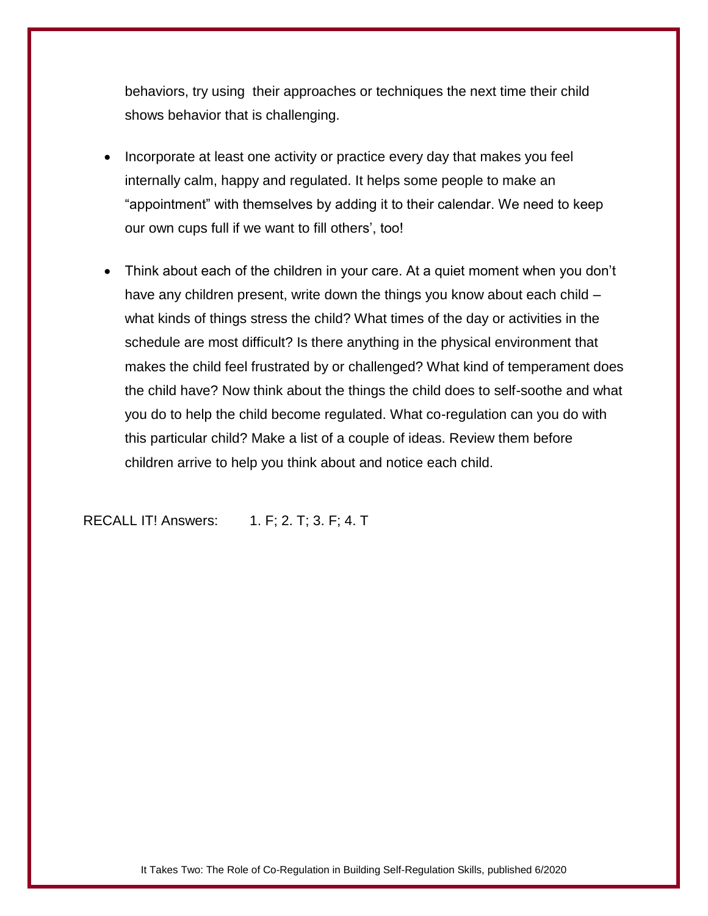behaviors, try using their approaches or techniques the next time their child shows behavior that is challenging.

- Incorporate at least one activity or practice every day that makes you feel internally calm, happy and regulated. It helps some people to make an "appointment" with themselves by adding it to their calendar. We need to keep our own cups full if we want to fill others', too!

- Think about each of the children in your care. At a quiet moment when you don't have any children present, write down the things you know about each child – what kinds of things stress the child? What times of the day or activities in the schedule are most difficult? Is there anything in the physical environment that makes the child feel frustrated by or challenged? What kind of temperament does the child have? Now think about the things the child does to self-soothe and what you do to help the child become regulated. What co-regulation can you do with this particular child? Make a list of a couple of ideas. Review them before children arrive to help you think about and notice each child.

RECALL IT! Answers: 1. F; 2. T; 3. F; 4. T